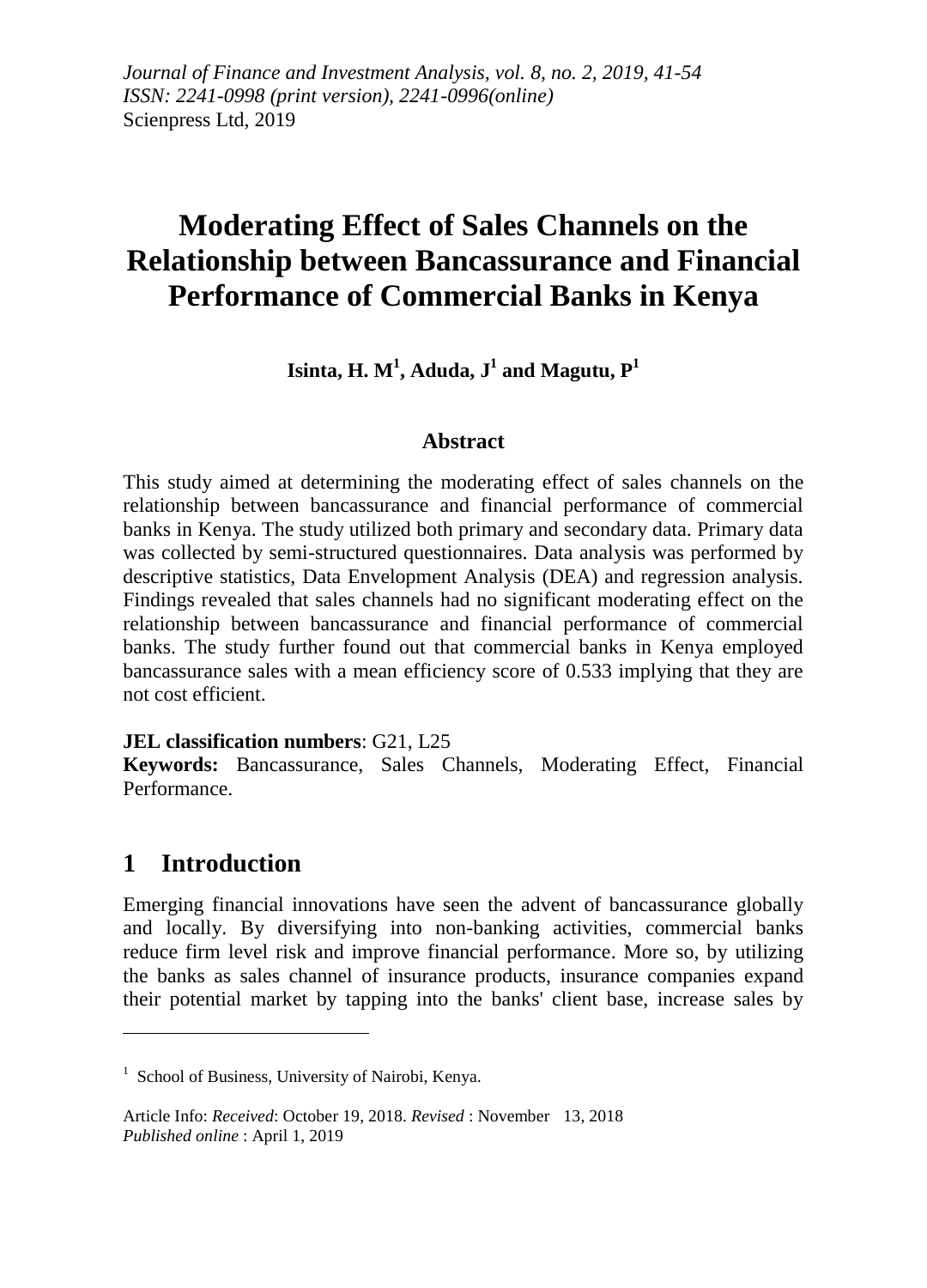*Journal of Finance and Investment Analysis, vol. 8, no. 2, 2019, 41-54*
*ISSN: 2241-0998 (print version), 2241-0996(online)*
Scienpress Ltd, 2019

# Moderating Effect of Sales Channels on the Relationship between Bancassurance and Financial Performance of Commercial Banks in Kenya

**Isinta, H. M[1], Aduda, J[1] and Magutu, P[1]**

## Abstract

This study aimed at determining the moderating effect of sales channels on the relationship between bancassurance and financial performance of commercial banks in Kenya. The study utilized both primary and secondary data. Primary data was collected by semi-structured questionnaires. Data analysis was performed by descriptive statistics, Data Envelopment Analysis (DEA) and regression analysis. Findings revealed that sales channels had no significant moderating effect on the relationship between bancassurance and financial performance of commercial banks. The study further found out that commercial banks in Kenya employed bancassurance sales with a mean efficiency score of 0.533 implying that they are not cost efficient.

**JEL classification numbers**: G21, L25
**Keywords:** Bancassurance, Sales Channels, Moderating Effect, Financial Performance.

## 1 Introduction

Emerging financial innovations have seen the advent of bancassurance globally and locally. By diversifying into non-banking activities, commercial banks reduce firm level risk and improve financial performance. More so, by utilizing the banks as sales channel of insurance products, insurance companies expand their potential market by tapping into the banks' client base, increase sales by

---

[1] School of Business, University of Nairobi, Kenya.

Article Info: *Received*: October 19, 2018. *Revised* : November 13, 2018
*Published online* : April 1, 2019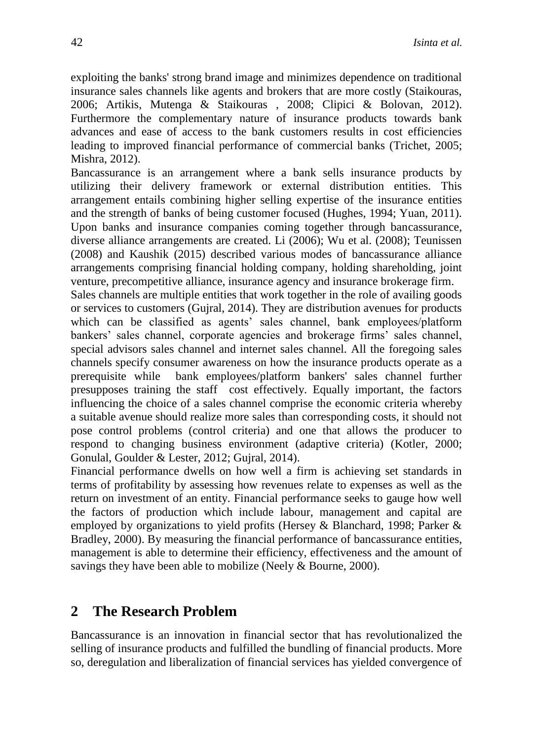exploiting the banks' strong brand image and minimizes dependence on traditional insurance sales channels like agents and brokers that are more costly (Staikouras, 2006; Artikis, Mutenga & Staikouras , 2008; Clipici & Bolovan, 2012). Furthermore the complementary nature of insurance products towards bank advances and ease of access to the bank customers results in cost efficiencies leading to improved financial performance of commercial banks (Trichet, 2005; Mishra, 2012).

Bancassurance is an arrangement where a bank sells insurance products by utilizing their delivery framework or external distribution entities. This arrangement entails combining higher selling expertise of the insurance entities and the strength of banks of being customer focused (Hughes, 1994; Yuan, 2011). Upon banks and insurance companies coming together through bancassurance, diverse alliance arrangements are created. Li (2006); Wu et al. (2008); Teunissen (2008) and Kaushik (2015) described various modes of bancassurance alliance arrangements comprising financial holding company, holding shareholding, joint venture, precompetitive alliance, insurance agency and insurance brokerage firm.

Sales channels are multiple entities that work together in the role of availing goods or services to customers (Gujral, 2014). They are distribution avenues for products which can be classified as agents' sales channel, bank employees/platform bankers' sales channel, corporate agencies and brokerage firms' sales channel, special advisors sales channel and internet sales channel. All the foregoing sales channels specify consumer awareness on how the insurance products operate as a prerequisite while bank employees/platform bankers' sales channel further presupposes training the staff cost effectively. Equally important, the factors influencing the choice of a sales channel comprise the economic criteria whereby a suitable avenue should realize more sales than corresponding costs, it should not pose control problems (control criteria) and one that allows the producer to respond to changing business environment (adaptive criteria) (Kotler, 2000; Gonulal, Goulder & Lester, 2012; Gujral, 2014).

Financial performance dwells on how well a firm is achieving set standards in terms of profitability by assessing how revenues relate to expenses as well as the return on investment of an entity. Financial performance seeks to gauge how well the factors of production which include labour, management and capital are employed by organizations to yield profits (Hersey & Blanchard, 1998; Parker & Bradley, 2000). By measuring the financial performance of bancassurance entities, management is able to determine their efficiency, effectiveness and the amount of savings they have been able to mobilize (Neely & Bourne, 2000).

## 2 The Research Problem

Bancassurance is an innovation in financial sector that has revolutionalized the selling of insurance products and fulfilled the bundling of financial products. More so, deregulation and liberalization of financial services has yielded convergence of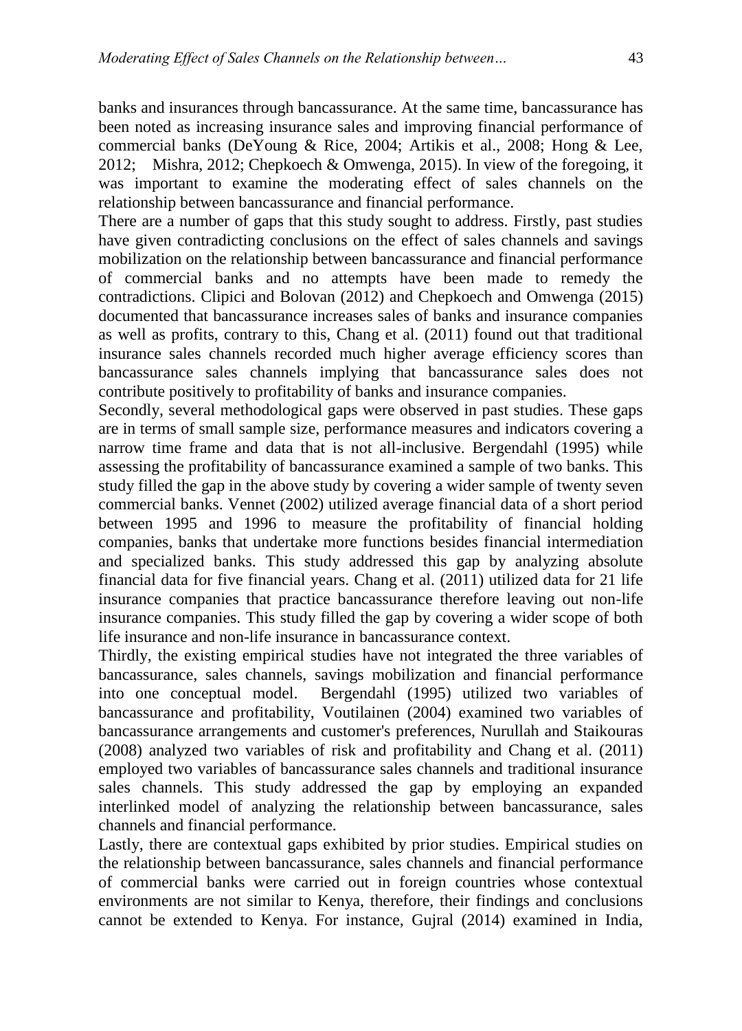banks and insurances through bancassurance. At the same time, bancassurance has been noted as increasing insurance sales and improving financial performance of commercial banks (DeYoung & Rice, 2004; Artikis et al., 2008; Hong & Lee, 2012; Mishra, 2012; Chepkoech & Omwenga, 2015). In view of the foregoing, it was important to examine the moderating effect of sales channels on the relationship between bancassurance and financial performance.

There are a number of gaps that this study sought to address. Firstly, past studies have given contradicting conclusions on the effect of sales channels and savings mobilization on the relationship between bancassurance and financial performance of commercial banks and no attempts have been made to remedy the contradictions. Clipici and Bolovan (2012) and Chepkoech and Omwenga (2015) documented that bancassurance increases sales of banks and insurance companies as well as profits, contrary to this, Chang et al. (2011) found out that traditional insurance sales channels recorded much higher average efficiency scores than bancassurance sales channels implying that bancassurance sales does not contribute positively to profitability of banks and insurance companies.

Secondly, several methodological gaps were observed in past studies. These gaps are in terms of small sample size, performance measures and indicators covering a narrow time frame and data that is not all-inclusive. Bergendahl (1995) while assessing the profitability of bancassurance examined a sample of two banks. This study filled the gap in the above study by covering a wider sample of twenty seven commercial banks. Vennet (2002) utilized average financial data of a short period between 1995 and 1996 to measure the profitability of financial holding companies, banks that undertake more functions besides financial intermediation and specialized banks. This study addressed this gap by analyzing absolute financial data for five financial years. Chang et al. (2011) utilized data for 21 life insurance companies that practice bancassurance therefore leaving out non-life insurance companies. This study filled the gap by covering a wider scope of both life insurance and non-life insurance in bancassurance context.

Thirdly, the existing empirical studies have not integrated the three variables of bancassurance, sales channels, savings mobilization and financial performance into one conceptual model. Bergendahl (1995) utilized two variables of bancassurance and profitability, Voutilainen (2004) examined two variables of bancassurance arrangements and customer's preferences, Nurullah and Staikouras (2008) analyzed two variables of risk and profitability and Chang et al. (2011) employed two variables of bancassurance sales channels and traditional insurance sales channels. This study addressed the gap by employing an expanded interlinked model of analyzing the relationship between bancassurance, sales channels and financial performance.

Lastly, there are contextual gaps exhibited by prior studies. Empirical studies on the relationship between bancassurance, sales channels and financial performance of commercial banks were carried out in foreign countries whose contextual environments are not similar to Kenya, therefore, their findings and conclusions cannot be extended to Kenya. For instance, Gujral (2014) examined in India,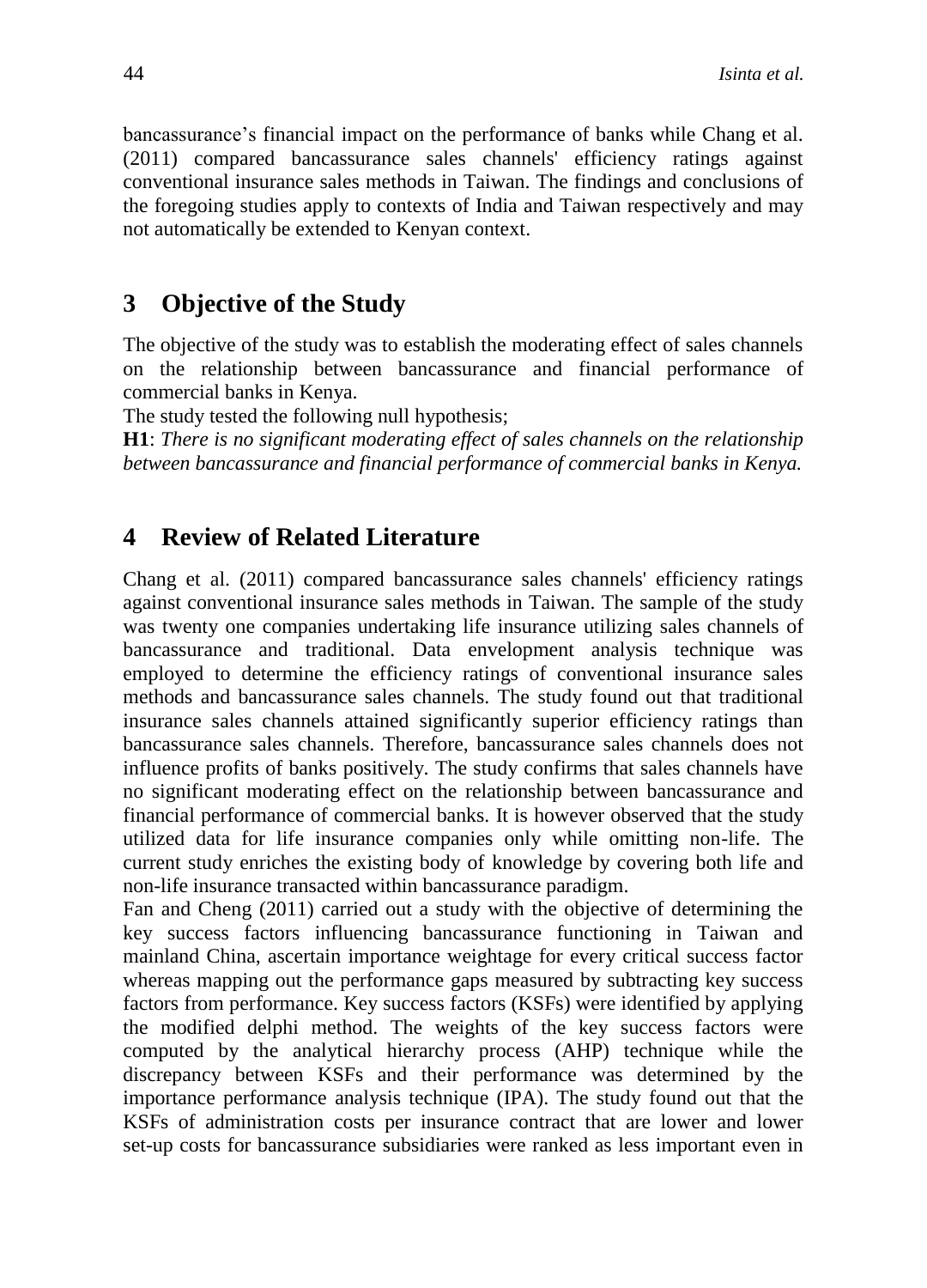bancassurance's financial impact on the performance of banks while Chang et al. (2011) compared bancassurance sales channels' efficiency ratings against conventional insurance sales methods in Taiwan. The findings and conclusions of the foregoing studies apply to contexts of India and Taiwan respectively and may not automatically be extended to Kenyan context.

## 3 Objective of the Study

The objective of the study was to establish the moderating effect of sales channels on the relationship between bancassurance and financial performance of commercial banks in Kenya.

The study tested the following null hypothesis;

**H1**: *There is no significant moderating effect of sales channels on the relationship between bancassurance and financial performance of commercial banks in Kenya.*

## 4 Review of Related Literature

Chang et al. (2011) compared bancassurance sales channels' efficiency ratings against conventional insurance sales methods in Taiwan. The sample of the study was twenty one companies undertaking life insurance utilizing sales channels of bancassurance and traditional. Data envelopment analysis technique was employed to determine the efficiency ratings of conventional insurance sales methods and bancassurance sales channels. The study found out that traditional insurance sales channels attained significantly superior efficiency ratings than bancassurance sales channels. Therefore, bancassurance sales channels does not influence profits of banks positively. The study confirms that sales channels have no significant moderating effect on the relationship between bancassurance and financial performance of commercial banks. It is however observed that the study utilized data for life insurance companies only while omitting non-life. The current study enriches the existing body of knowledge by covering both life and non-life insurance transacted within bancassurance paradigm.

Fan and Cheng (2011) carried out a study with the objective of determining the key success factors influencing bancassurance functioning in Taiwan and mainland China, ascertain importance weightage for every critical success factor whereas mapping out the performance gaps measured by subtracting key success factors from performance. Key success factors (KSFs) were identified by applying the modified delphi method. The weights of the key success factors were computed by the analytical hierarchy process (AHP) technique while the discrepancy between KSFs and their performance was determined by the importance performance analysis technique (IPA). The study found out that the KSFs of administration costs per insurance contract that are lower and lower set-up costs for bancassurance subsidiaries were ranked as less important even in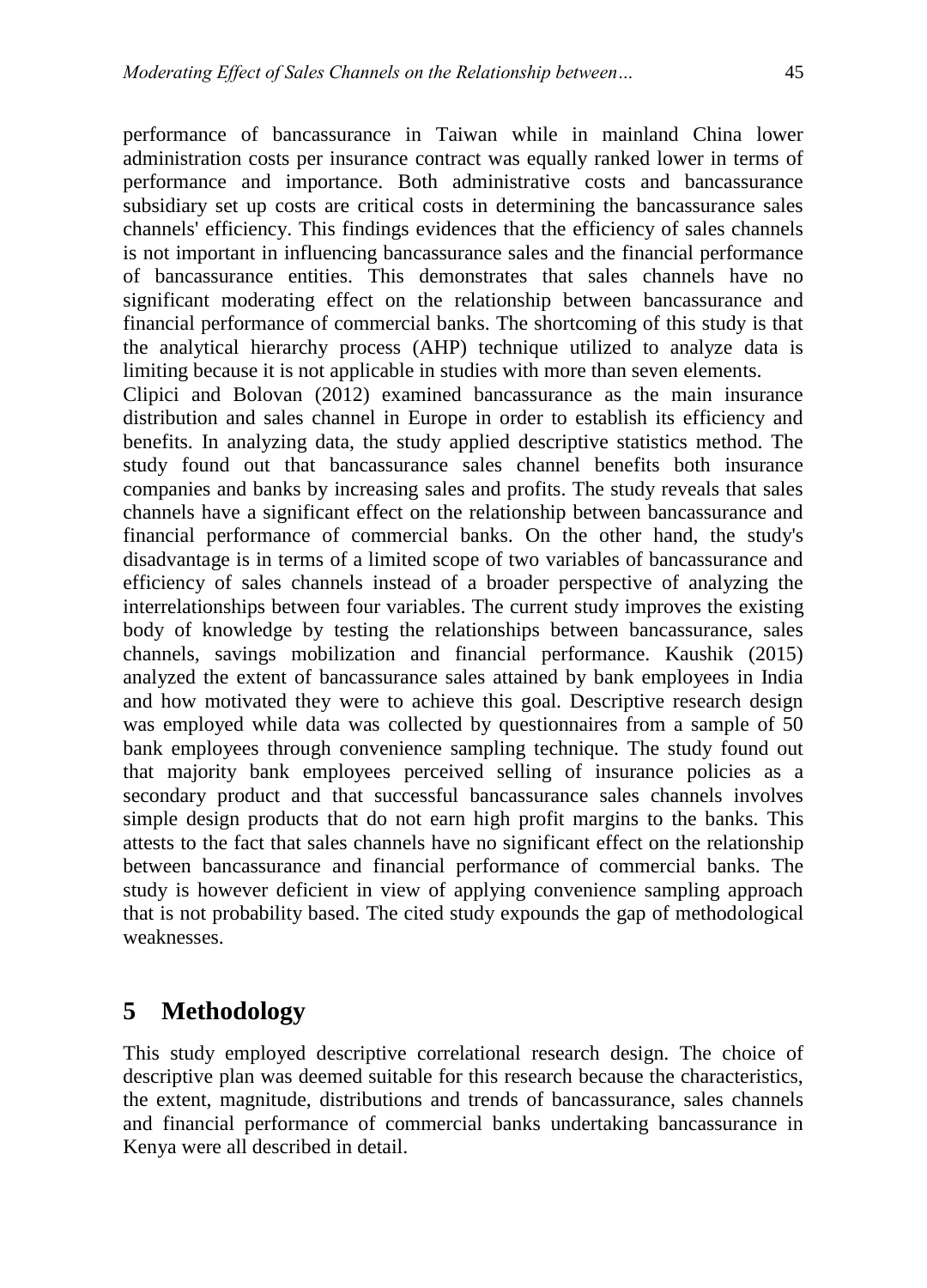performance of bancassurance in Taiwan while in mainland China lower administration costs per insurance contract was equally ranked lower in terms of performance and importance. Both administrative costs and bancassurance subsidiary set up costs are critical costs in determining the bancassurance sales channels' efficiency. This findings evidences that the efficiency of sales channels is not important in influencing bancassurance sales and the financial performance of bancassurance entities. This demonstrates that sales channels have no significant moderating effect on the relationship between bancassurance and financial performance of commercial banks. The shortcoming of this study is that the analytical hierarchy process (AHP) technique utilized to analyze data is limiting because it is not applicable in studies with more than seven elements.

Clipici and Bolovan (2012) examined bancassurance as the main insurance distribution and sales channel in Europe in order to establish its efficiency and benefits. In analyzing data, the study applied descriptive statistics method. The study found out that bancassurance sales channel benefits both insurance companies and banks by increasing sales and profits. The study reveals that sales channels have a significant effect on the relationship between bancassurance and financial performance of commercial banks. On the other hand, the study's disadvantage is in terms of a limited scope of two variables of bancassurance and efficiency of sales channels instead of a broader perspective of analyzing the interrelationships between four variables. The current study improves the existing body of knowledge by testing the relationships between bancassurance, sales channels, savings mobilization and financial performance. Kaushik (2015) analyzed the extent of bancassurance sales attained by bank employees in India and how motivated they were to achieve this goal. Descriptive research design was employed while data was collected by questionnaires from a sample of 50 bank employees through convenience sampling technique. The study found out that majority bank employees perceived selling of insurance policies as a secondary product and that successful bancassurance sales channels involves simple design products that do not earn high profit margins to the banks. This attests to the fact that sales channels have no significant effect on the relationship between bancassurance and financial performance of commercial banks. The study is however deficient in view of applying convenience sampling approach that is not probability based. The cited study expounds the gap of methodological weaknesses.

## 5 Methodology

This study employed descriptive correlational research design. The choice of descriptive plan was deemed suitable for this research because the characteristics, the extent, magnitude, distributions and trends of bancassurance, sales channels and financial performance of commercial banks undertaking bancassurance in Kenya were all described in detail.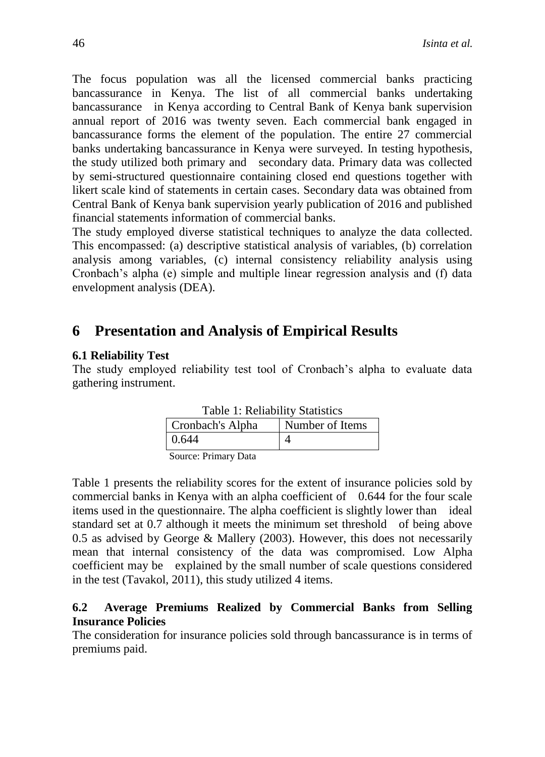The focus population was all the licensed commercial banks practicing bancassurance in Kenya. The list of all commercial banks undertaking bancassurance in Kenya according to Central Bank of Kenya bank supervision annual report of 2016 was twenty seven. Each commercial bank engaged in bancassurance forms the element of the population. The entire 27 commercial banks undertaking bancassurance in Kenya were surveyed. In testing hypothesis, the study utilized both primary and secondary data. Primary data was collected by semi-structured questionnaire containing closed end questions together with likert scale kind of statements in certain cases. Secondary data was obtained from Central Bank of Kenya bank supervision yearly publication of 2016 and published financial statements information of commercial banks.

The study employed diverse statistical techniques to analyze the data collected. This encompassed: (a) descriptive statistical analysis of variables, (b) correlation analysis among variables, (c) internal consistency reliability analysis using Cronbach's alpha (e) simple and multiple linear regression analysis and (f) data envelopment analysis (DEA).

# 6 Presentation and Analysis of Empirical Results

## 6.1 Reliability Test

The study employed reliability test tool of Cronbach's alpha to evaluate data gathering instrument.

Table 1: Reliability Statistics

| Cronbach's Alpha | Number of Items |
|---|---|
| 0.644 | 4 |

Source: Primary Data

Table 1 presents the reliability scores for the extent of insurance policies sold by commercial banks in Kenya with an alpha coefficient of 0.644 for the four scale items used in the questionnaire. The alpha coefficient is slightly lower than ideal standard set at 0.7 although it meets the minimum set threshold of being above 0.5 as advised by George & Mallery (2003). However, this does not necessarily mean that internal consistency of the data was compromised. Low Alpha coefficient may be explained by the small number of scale questions considered in the test (Tavakol, 2011), this study utilized 4 items.

## 6.2 Average Premiums Realized by Commercial Banks from Selling Insurance Policies

The consideration for insurance policies sold through bancassurance is in terms of premiums paid.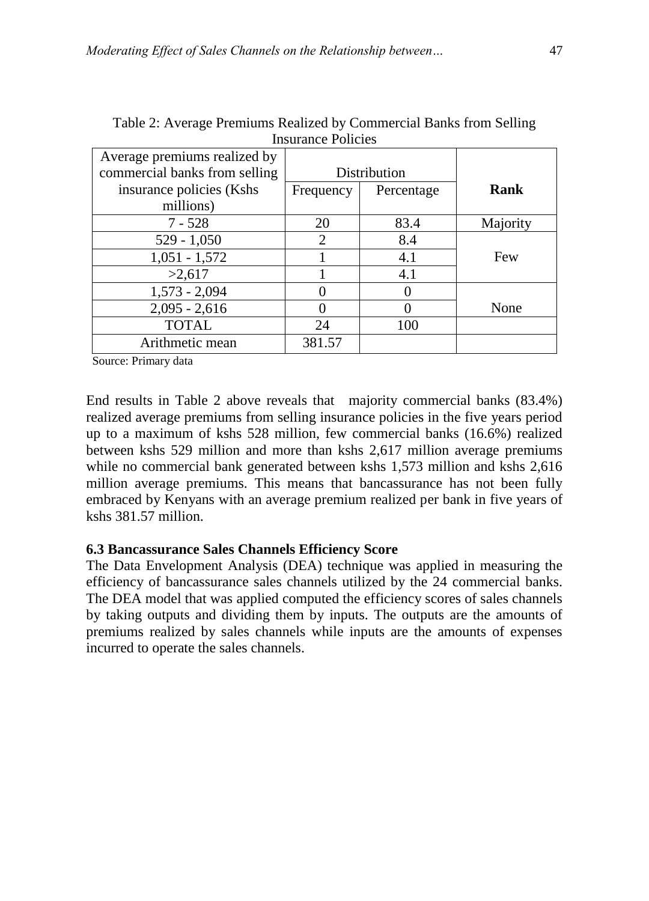Table 2: Average Premiums Realized by Commercial Banks from Selling Insurance Policies

| Average premiums realized by commercial banks from selling insurance policies (Kshs millions) | Distribution | | **Rank** |
|---|---|---|---|
| | Frequency | Percentage | |
| 7 - 528 | 20 | 83.4 | Majority |
| 529 - 1,050 | 2 | 8.4 | Few |
| 1,051 - 1,572 | 1 | 4.1 | |
| >2,617 | 1 | 4.1 | |
| 1,573 - 2,094 | 0 | 0 | None |
| 2,095 - 2,616 | 0 | 0 | |
| TOTAL | 24 | 100 | |
| Arithmetic mean | 381.57 | | |

Source: Primary data

End results in Table 2 above reveals that majority commercial banks (83.4%) realized average premiums from selling insurance policies in the five years period up to a maximum of kshs 528 million, few commercial banks (16.6%) realized between kshs 529 million and more than kshs 2,617 million average premiums while no commercial bank generated between kshs 1,573 million and kshs 2,616 million average premiums. This means that bancassurance has not been fully embraced by Kenyans with an average premium realized per bank in five years of kshs 381.57 million.

### 6.3 Bancassurance Sales Channels Efficiency Score

The Data Envelopment Analysis (DEA) technique was applied in measuring the efficiency of bancassurance sales channels utilized by the 24 commercial banks. The DEA model that was applied computed the efficiency scores of sales channels by taking outputs and dividing them by inputs. The outputs are the amounts of premiums realized by sales channels while inputs are the amounts of expenses incurred to operate the sales channels.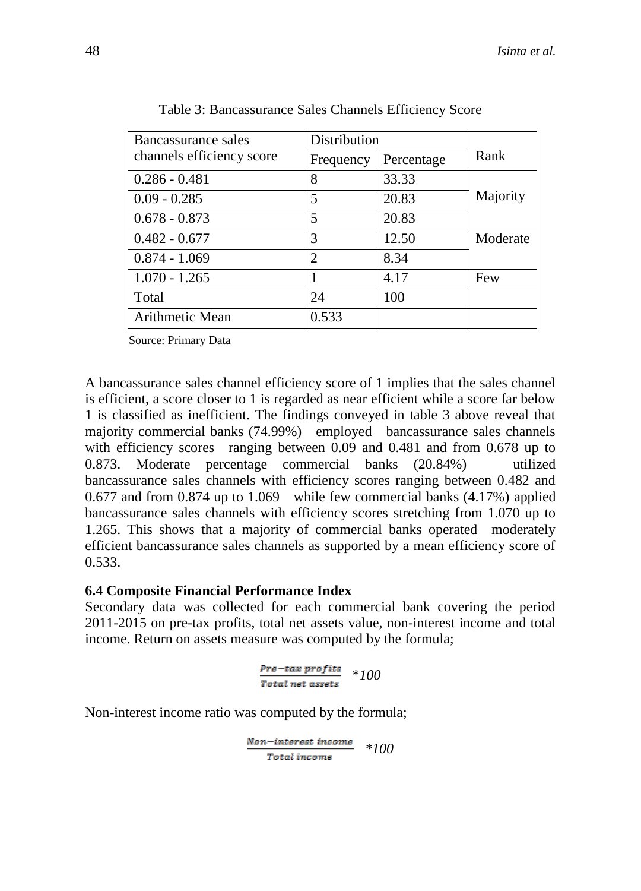Table 3: Bancassurance Sales Channels Efficiency Score

| Bancassurance sales channels efficiency score | Distribution | | Rank |
|---|---|---|---|
| | Frequency | Percentage | |
| 0.286 - 0.481 | 8 | 33.33 | Majority |
| 0.09 - 0.285 | 5 | 20.83 | |
| 0.678 - 0.873 | 5 | 20.83 | |
| 0.482 - 0.677 | 3 | 12.50 | Moderate |
| 0.874 - 1.069 | 2 | 8.34 | |
| 1.070 - 1.265 | 1 | 4.17 | Few |
| Total | 24 | 100 | |
| Arithmetic Mean | 0.533 | | |

Source: Primary Data

A bancassurance sales channel efficiency score of 1 implies that the sales channel is efficient, a score closer to 1 is regarded as near efficient while a score far below 1 is classified as inefficient. The findings conveyed in table 3 above reveal that majority commercial banks (74.99%) employed bancassurance sales channels with efficiency scores ranging between 0.09 and 0.481 and from 0.678 up to 0.873. Moderate percentage commercial banks (20.84%) utilized bancassurance sales channels with efficiency scores ranging between 0.482 and 0.677 and from 0.874 up to 1.069 while few commercial banks (4.17%) applied bancassurance sales channels with efficiency scores stretching from 1.070 up to 1.265. This shows that a majority of commercial banks operated moderately efficient bancassurance sales channels as supported by a mean efficiency score of 0.533.

**6.4 Composite Financial Performance Index**

Secondary data was collected for each commercial bank covering the period 2011-2015 on pre-tax profits, total net assets value, non-interest income and total income. Return on assets measure was computed by the formula;

$$\frac{Pre-tax\ profits}{Total\ net\ assets} * 100$$

Non-interest income ratio was computed by the formula;

$$\frac{Non-interest\ income}{Total\ income} * 100$$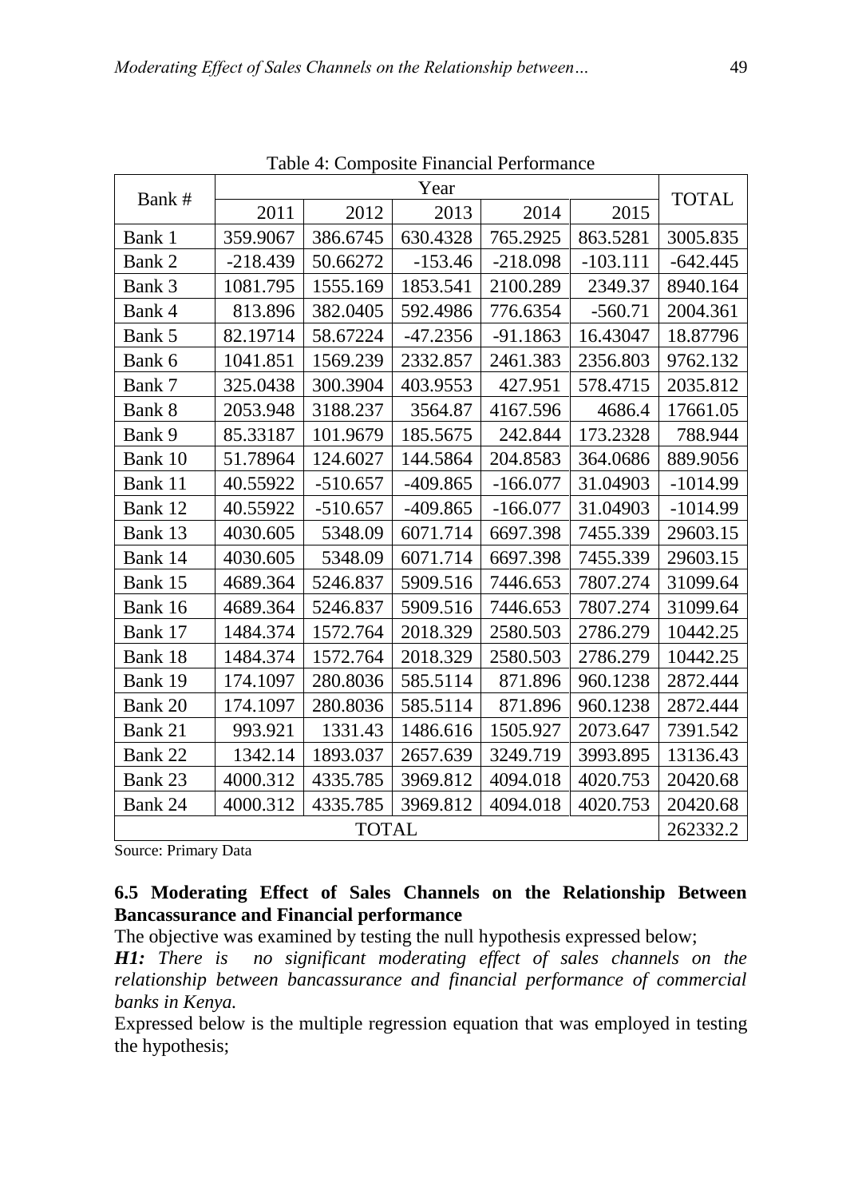Table 4: Composite Financial Performance

| Bank # | Year | | | | | TOTAL |
|---|---|---|---|---|---|---|
| | 2011 | 2012 | 2013 | 2014 | 2015 | |
| Bank 1 | 359.9067 | 386.6745 | 630.4328 | 765.2925 | 863.5281 | 3005.835 |
| Bank 2 | -218.439 | 50.66272 | -153.46 | -218.098 | -103.111 | -642.445 |
| Bank 3 | 1081.795 | 1555.169 | 1853.541 | 2100.289 | 2349.37 | 8940.164 |
| Bank 4 | 813.896 | 382.0405 | 592.4986 | 776.6354 | -560.71 | 2004.361 |
| Bank 5 | 82.19714 | 58.67224 | -47.2356 | -91.1863 | 16.43047 | 18.87796 |
| Bank 6 | 1041.851 | 1569.239 | 2332.857 | 2461.383 | 2356.803 | 9762.132 |
| Bank 7 | 325.0438 | 300.3904 | 403.9553 | 427.951 | 578.4715 | 2035.812 |
| Bank 8 | 2053.948 | 3188.237 | 3564.87 | 4167.596 | 4686.4 | 17661.05 |
| Bank 9 | 85.33187 | 101.9679 | 185.5675 | 242.844 | 173.2328 | 788.944 |
| Bank 10 | 51.78964 | 124.6027 | 144.5864 | 204.8583 | 364.0686 | 889.9056 |
| Bank 11 | 40.55922 | -510.657 | -409.865 | -166.077 | 31.04903 | -1014.99 |
| Bank 12 | 40.55922 | -510.657 | -409.865 | -166.077 | 31.04903 | -1014.99 |
| Bank 13 | 4030.605 | 5348.09 | 6071.714 | 6697.398 | 7455.339 | 29603.15 |
| Bank 14 | 4030.605 | 5348.09 | 6071.714 | 6697.398 | 7455.339 | 29603.15 |
| Bank 15 | 4689.364 | 5246.837 | 5909.516 | 7446.653 | 7807.274 | 31099.64 |
| Bank 16 | 4689.364 | 5246.837 | 5909.516 | 7446.653 | 7807.274 | 31099.64 |
| Bank 17 | 1484.374 | 1572.764 | 2018.329 | 2580.503 | 2786.279 | 10442.25 |
| Bank 18 | 1484.374 | 1572.764 | 2018.329 | 2580.503 | 2786.279 | 10442.25 |
| Bank 19 | 174.1097 | 280.8036 | 585.5114 | 871.896 | 960.1238 | 2872.444 |
| Bank 20 | 174.1097 | 280.8036 | 585.5114 | 871.896 | 960.1238 | 2872.444 |
| Bank 21 | 993.921 | 1331.43 | 1486.616 | 1505.927 | 2073.647 | 7391.542 |
| Bank 22 | 1342.14 | 1893.037 | 2657.639 | 3249.719 | 3993.895 | 13136.43 |
| Bank 23 | 4000.312 | 4335.785 | 3969.812 | 4094.018 | 4020.753 | 20420.68 |
| Bank 24 | 4000.312 | 4335.785 | 3969.812 | 4094.018 | 4020.753 | 20420.68 |
| TOTAL | | | | | | 262332.2 |

Source: Primary Data

### 6.5 Moderating Effect of Sales Channels on the Relationship Between Bancassurance and Financial performance

The objective was examined by testing the null hypothesis expressed below;

***H1:*** *There is no significant moderating effect of sales channels on the relationship between bancassurance and financial performance of commercial banks in Kenya.*

Expressed below is the multiple regression equation that was employed in testing the hypothesis;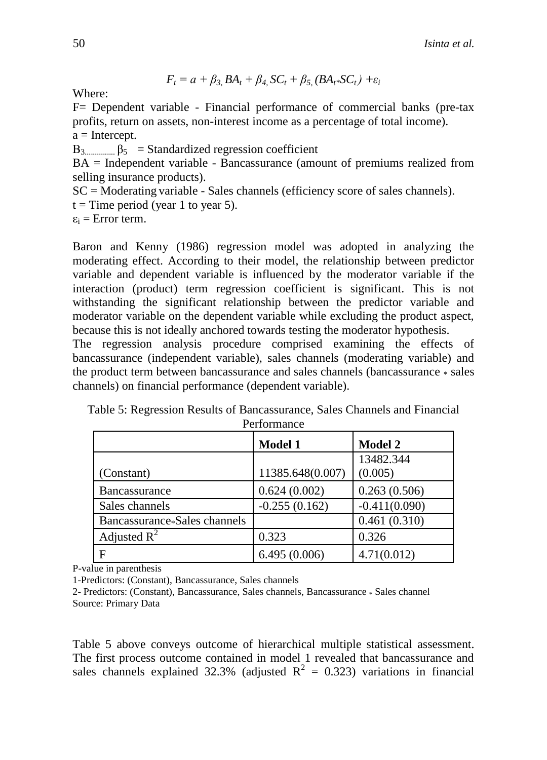$$F_t = a + \beta_{3,} BA_t + \beta_{4,} SC_t + \beta_{5,} (BA_t * SC_t) + \varepsilon_i$$

Where:

F= Dependent variable - Financial performance of commercial banks (pre-tax profits, return on assets, non-interest income as a percentage of total income).

a = Intercept.

$B_3$.............. $\beta_5$ = Standardized regression coefficient

BA = Independent variable - Bancassurance (amount of premiums realized from selling insurance products).

SC = Moderating variable - Sales channels (efficiency score of sales channels).

t = Time period (year 1 to year 5).

$\varepsilon_i$ = Error term.

Baron and Kenny (1986) regression model was adopted in analyzing the moderating effect. According to their model, the relationship between predictor variable and dependent variable is influenced by the moderator variable if the interaction (product) term regression coefficient is significant. This is not withstanding the significant relationship between the predictor variable and moderator variable on the dependent variable while excluding the product aspect, because this is not ideally anchored towards testing the moderator hypothesis.

The regression analysis procedure comprised examining the effects of bancassurance (independent variable), sales channels (moderating variable) and the product term between bancassurance and sales channels (bancassurance * sales channels) on financial performance (dependent variable).

Table 5: Regression Results of Bancassurance, Sales Channels and Financial Performance

| | Model 1 | Model 2 |
|---|---|---|
| (Constant) | 11385.648(0.007) | 13482.344 (0.005) |
| Bancassurance | 0.624 (0.002) | 0.263 (0.506) |
| Sales channels | -0.255 (0.162) | -0.411(0.090) |
| Bancassurance*Sales channels | | 0.461 (0.310) |
| Adjusted $R^2$ | 0.323 | 0.326 |
| F | 6.495 (0.006) | 4.71(0.012) |

P-value in parenthesis

1-Predictors: (Constant), Bancassurance, Sales channels

2- Predictors: (Constant), Bancassurance, Sales channels, Bancassurance * Sales channel

Source: Primary Data

Table 5 above conveys outcome of hierarchical multiple statistical assessment. The first process outcome contained in model 1 revealed that bancassurance and sales channels explained 32.3% (adjusted $R^2$ = 0.323) variations in financial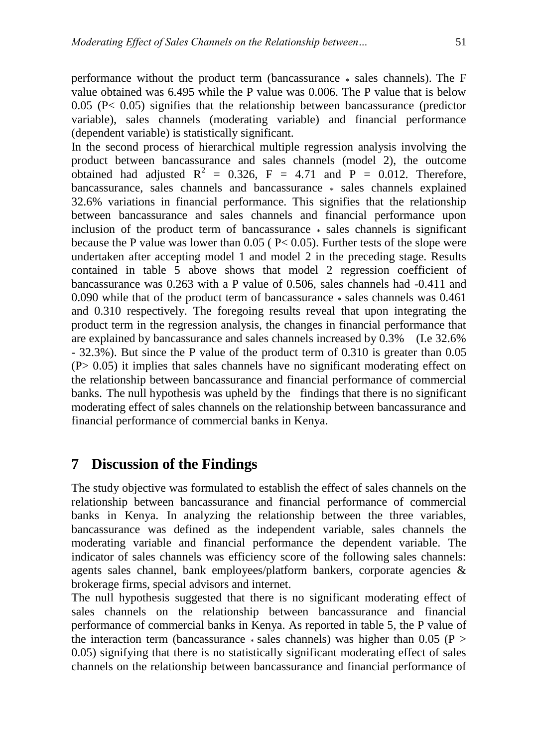performance without the product term (bancassurance * sales channels). The F value obtained was 6.495 while the P value was 0.006. The P value that is below 0.05 ($P < 0.05$) signifies that the relationship between bancassurance (predictor variable), sales channels (moderating variable) and financial performance (dependent variable) is statistically significant.

In the second process of hierarchical multiple regression analysis involving the product between bancassurance and sales channels (model 2), the outcome obtained had adjusted $R^2 = 0.326$, $F = 4.71$ and $P = 0.012$. Therefore, bancassurance, sales channels and bancassurance * sales channels explained 32.6% variations in financial performance. This signifies that the relationship between bancassurance and sales channels and financial performance upon inclusion of the product term of bancassurance * sales channels is significant because the P value was lower than 0.05 ( $P < 0.05$). Further tests of the slope were undertaken after accepting model 1 and model 2 in the preceding stage. Results contained in table 5 above shows that model 2 regression coefficient of bancassurance was 0.263 with a P value of 0.506, sales channels had -0.411 and 0.090 while that of the product term of bancassurance * sales channels was 0.461 and 0.310 respectively. The foregoing results reveal that upon integrating the product term in the regression analysis, the changes in financial performance that are explained by bancassurance and sales channels increased by 0.3% (I.e 32.6% - 32.3%). But since the P value of the product term of 0.310 is greater than 0.05 ($P > 0.05$) it implies that sales channels have no significant moderating effect on the relationship between bancassurance and financial performance of commercial banks. The null hypothesis was upheld by the findings that there is no significant moderating effect of sales channels on the relationship between bancassurance and financial performance of commercial banks in Kenya.

## 7 Discussion of the Findings

The study objective was formulated to establish the effect of sales channels on the relationship between bancassurance and financial performance of commercial banks in Kenya. In analyzing the relationship between the three variables, bancassurance was defined as the independent variable, sales channels the moderating variable and financial performance the dependent variable. The indicator of sales channels was efficiency score of the following sales channels: agents sales channel, bank employees/platform bankers, corporate agencies & brokerage firms, special advisors and internet.

The null hypothesis suggested that there is no significant moderating effect of sales channels on the relationship between bancassurance and financial performance of commercial banks in Kenya. As reported in table 5, the P value of the interaction term (bancassurance * sales channels) was higher than 0.05 ($P > 0.05$) signifying that there is no statistically significant moderating effect of sales channels on the relationship between bancassurance and financial performance of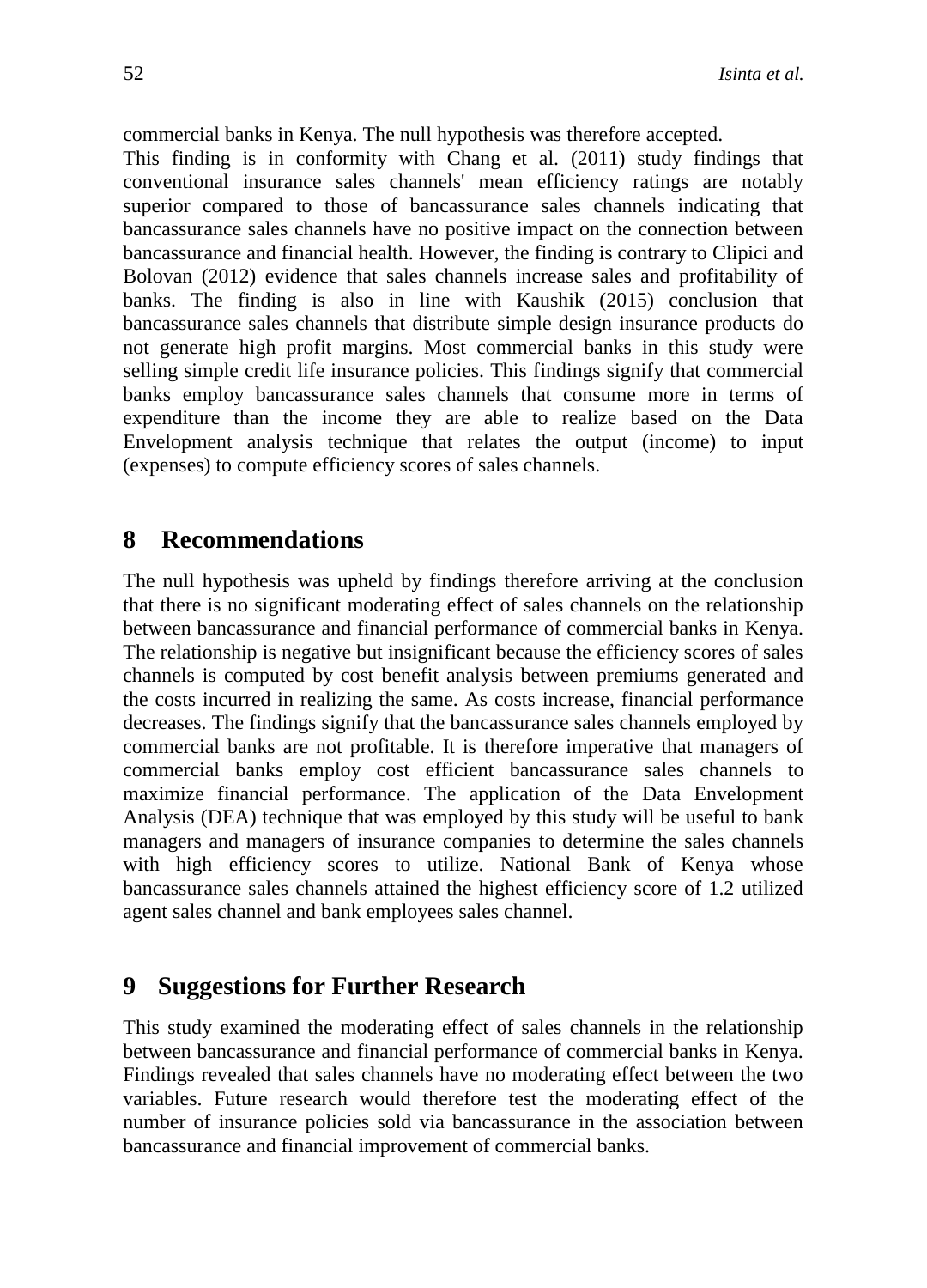commercial banks in Kenya. The null hypothesis was therefore accepted.

This finding is in conformity with Chang et al. (2011) study findings that conventional insurance sales channels' mean efficiency ratings are notably superior compared to those of bancassurance sales channels indicating that bancassurance sales channels have no positive impact on the connection between bancassurance and financial health. However, the finding is contrary to Clipici and Bolovan (2012) evidence that sales channels increase sales and profitability of banks. The finding is also in line with Kaushik (2015) conclusion that bancassurance sales channels that distribute simple design insurance products do not generate high profit margins. Most commercial banks in this study were selling simple credit life insurance policies. This findings signify that commercial banks employ bancassurance sales channels that consume more in terms of expenditure than the income they are able to realize based on the Data Envelopment analysis technique that relates the output (income) to input (expenses) to compute efficiency scores of sales channels.

## 8 Recommendations

The null hypothesis was upheld by findings therefore arriving at the conclusion that there is no significant moderating effect of sales channels on the relationship between bancassurance and financial performance of commercial banks in Kenya. The relationship is negative but insignificant because the efficiency scores of sales channels is computed by cost benefit analysis between premiums generated and the costs incurred in realizing the same. As costs increase, financial performance decreases. The findings signify that the bancassurance sales channels employed by commercial banks are not profitable. It is therefore imperative that managers of commercial banks employ cost efficient bancassurance sales channels to maximize financial performance. The application of the Data Envelopment Analysis (DEA) technique that was employed by this study will be useful to bank managers and managers of insurance companies to determine the sales channels with high efficiency scores to utilize. National Bank of Kenya whose bancassurance sales channels attained the highest efficiency score of 1.2 utilized agent sales channel and bank employees sales channel.

## 9 Suggestions for Further Research

This study examined the moderating effect of sales channels in the relationship between bancassurance and financial performance of commercial banks in Kenya. Findings revealed that sales channels have no moderating effect between the two variables. Future research would therefore test the moderating effect of the number of insurance policies sold via bancassurance in the association between bancassurance and financial improvement of commercial banks.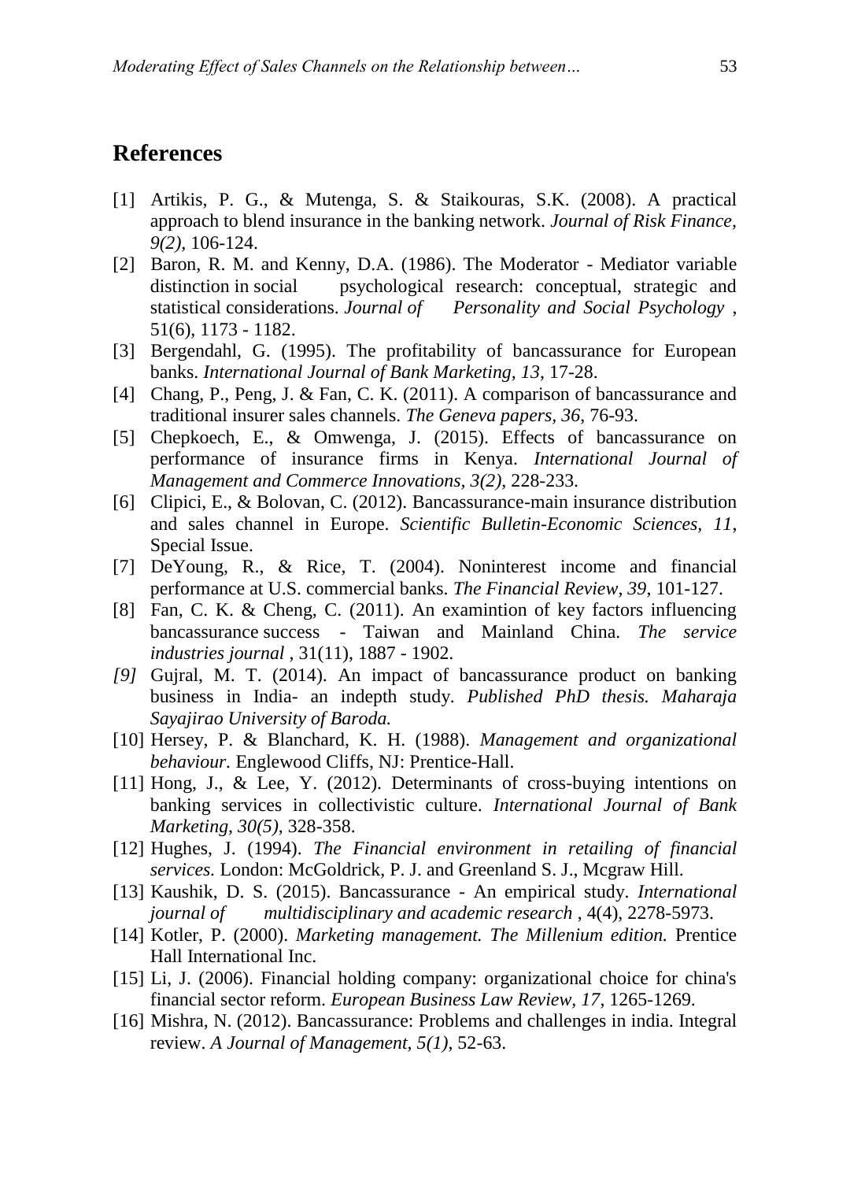## References

[1] Artikis, P. G., & Mutenga, S. & Staikouras, S.K. (2008). A practical approach to blend insurance in the banking network. *Journal of Risk Finance, 9(2)*, 106-124.

[2] Baron, R. M. and Kenny, D.A. (1986). The Moderator - Mediator variable distinction in social psychological research: conceptual, strategic and statistical considerations. *Journal of Personality and Social Psychology* , 51(6), 1173 - 1182.

[3] Bergendahl, G. (1995). The profitability of bancassurance for European banks. *International Journal of Bank Marketing, 13*, 17-28.

[4] Chang, P., Peng, J. & Fan, C. K. (2011). A comparison of bancassurance and traditional insurer sales channels. *The Geneva papers, 36*, 76-93.

[5] Chepkoech, E., & Omwenga, J. (2015). Effects of bancassurance on performance of insurance firms in Kenya. *International Journal of Management and Commerce Innovations, 3(2)*, 228-233.

[6] Clipici, E., & Bolovan, C. (2012). Bancassurance-main insurance distribution and sales channel in Europe. *Scientific Bulletin-Economic Sciences, 11*, Special Issue.

[7] DeYoung, R., & Rice, T. (2004). Noninterest income and financial performance at U.S. commercial banks. *The Financial Review, 39*, 101-127.

[8] Fan, C. K. & Cheng, C. (2011). An examintion of key factors influencing bancassurance success - Taiwan and Mainland China. *The service industries journal* , 31(11), 1887 - 1902.

*[9]* Gujral, M. T. (2014). An impact of bancassurance product on banking business in India- an indepth study. *Published PhD thesis. Maharaja Sayajirao University of Baroda.*

[10] Hersey, P. & Blanchard, K. H. (1988). *Management and organizational behaviour.* Englewood Cliffs, NJ: Prentice-Hall.

[11] Hong, J., & Lee, Y. (2012). Determinants of cross-buying intentions on banking services in collectivistic culture. *International Journal of Bank Marketing, 30(5)*, 328-358.

[12] Hughes, J. (1994). *The Financial environment in retailing of financial services.* London: McGoldrick, P. J. and Greenland S. J., Mcgraw Hill.

[13] Kaushik, D. S. (2015). Bancassurance - An empirical study. *International journal of multidisciplinary and academic research* , 4(4), 2278-5973.

[14] Kotler, P. (2000). *Marketing management. The Millenium edition.* Prentice Hall International Inc.

[15] Li, J. (2006). Financial holding company: organizational choice for china's financial sector reform. *European Business Law Review, 17*, 1265-1269.

[16] Mishra, N. (2012). Bancassurance: Problems and challenges in india. Integral review. *A Journal of Management, 5(1)*, 52-63.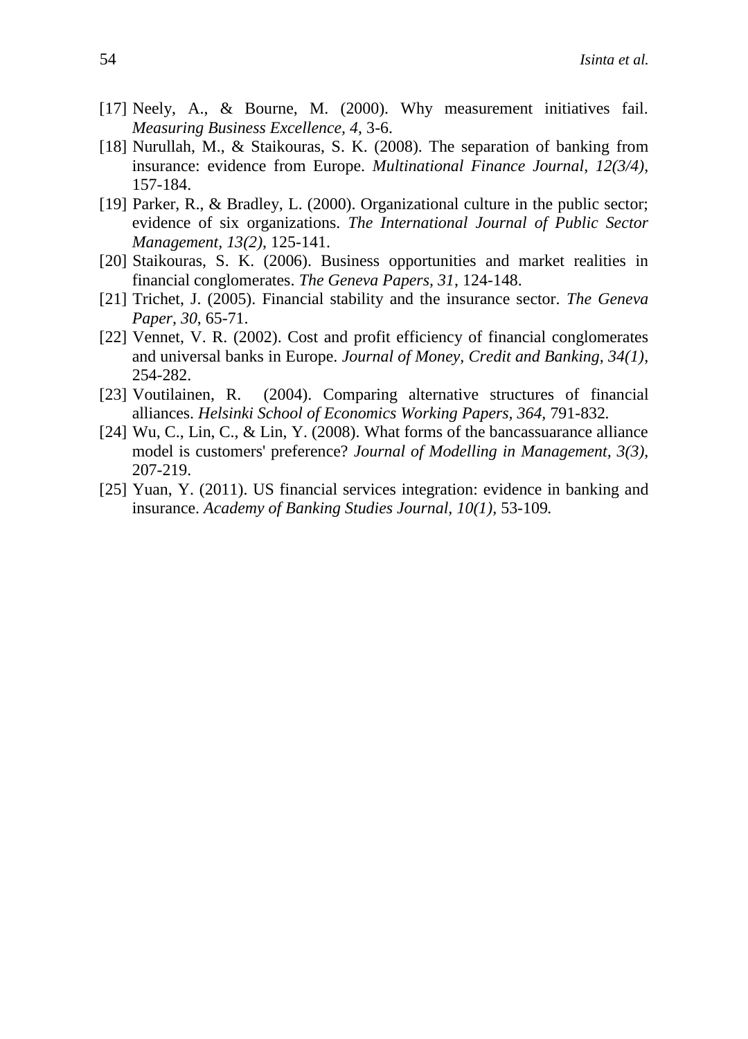[17] Neely, A., & Bourne, M. (2000). Why measurement initiatives fail. *Measuring Business Excellence, 4*, 3-6.

[18] Nurullah, M., & Staikouras, S. K. (2008). The separation of banking from insurance: evidence from Europe. *Multinational Finance Journal, 12(3/4)*, 157-184.

[19] Parker, R., & Bradley, L. (2000). Organizational culture in the public sector; evidence of six organizations. *The International Journal of Public Sector Management*, *13(2)*, 125-141.

[20] Staikouras, S. K. (2006). Business opportunities and market realities in financial conglomerates. *The Geneva Papers, 31*, 124-148.

[21] Trichet, J. (2005). Financial stability and the insurance sector. *The Geneva Paper, 30*, 65-71.

[22] Vennet, V. R. (2002). Cost and profit efficiency of financial conglomerates and universal banks in Europe. *Journal of Money, Credit and Banking, 34(1)*, 254-282.

[23] Voutilainen, R. (2004). Comparing alternative structures of financial alliances. *Helsinki School of Economics Working Papers, 364*, 791-832.

[24] Wu, C., Lin, C., & Lin, Y. (2008). What forms of the bancassuarance alliance model is customers' preference? *Journal of Modelling in Management, 3(3)*, 207-219.

[25] Yuan, Y. (2011). US financial services integration: evidence in banking and insurance. *Academy of Banking Studies Journal, 10(1)*, 53-109.